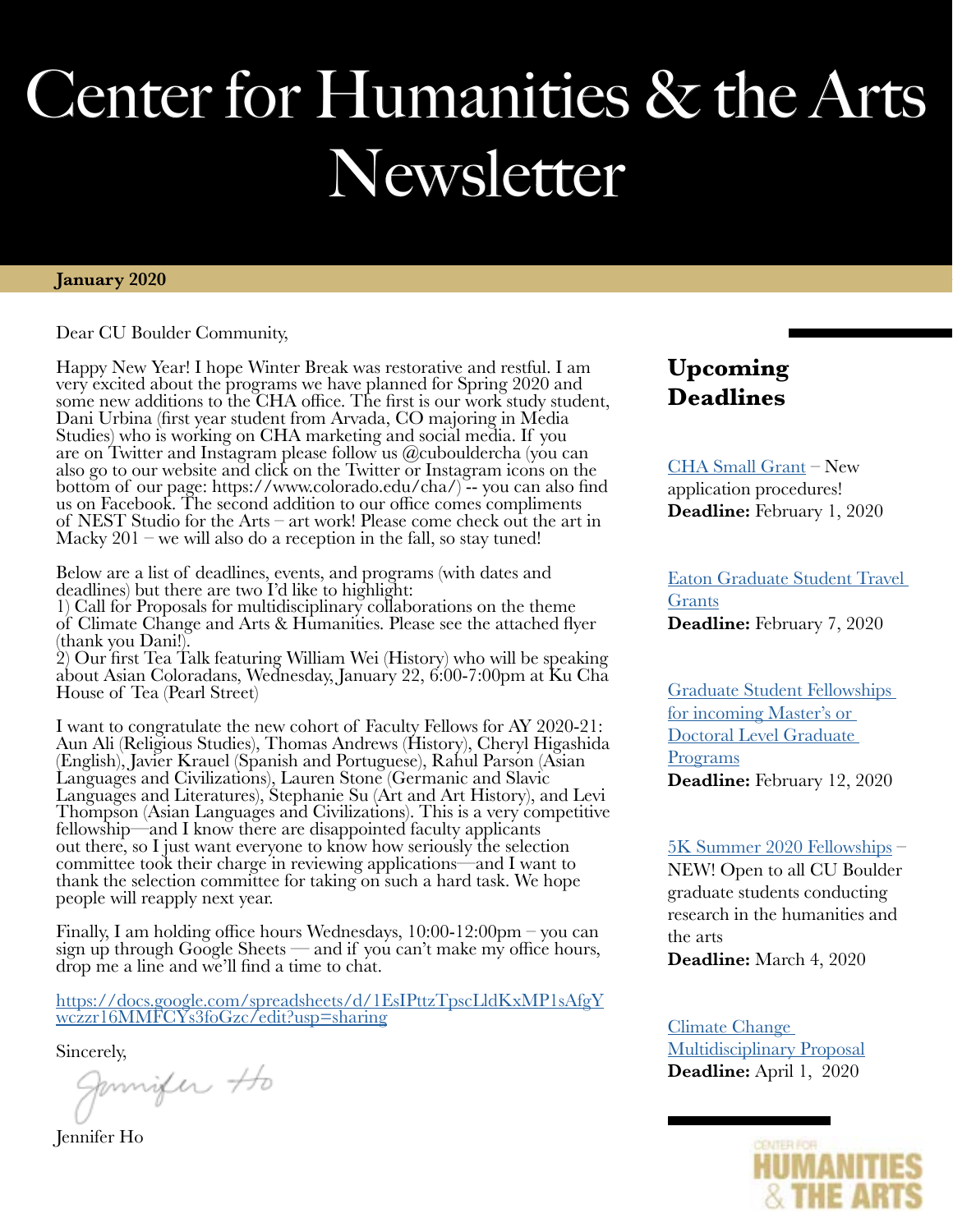# Center for Humanities & the Arts Newsletter

**January 2020**

Dear CU Boulder Community,

Happy New Year! I hope Winter Break was restorative and restful. I am very excited about the programs we have planned for Spring 2020 and some new additions to the CHA office. The first is our work study student, Dani Urbina (first year student from Arvada, CO majoring in Media Studies) who is working on CHA marketing and social media. If you are on Twitter and Instagram please follow us @cubouldercha (you can also go to our website and click on the Twitter or Instagram icons on the bottom of our page: https://www.colorado.edu/cha/) -- you can also find us on Facebook. The second addition to our office comes compliments of NEST Studio for the Arts – art work! Please come check out the art in Macky 201 – we will also do a reception in the fall, so stay tuned!

Below are a list of deadlines, events, and programs (with dates and deadlines) but there are two I'd like to highlight:
1) Call for Proposals for multidisciplinary collaborations on the theme of Climate Change and Arts & Humanities. Please see the attached flyer (thank you Dani!).
2) Our first Tea Talk featuring William Wei (History) who will be speaking about Asian Coloradans, Wednesday, January 22, 6:00-7:00pm at Ku Cha House of Tea (Pearl Street)

I want to congratulate the new cohort of Faculty Fellows for AY 2020-21: Aun Ali (Religious Studies), Thomas Andrews (History), Cheryl Higashida (English), Javier Krauel (Spanish and Portuguese), Rahul Parson (Asian Languages and Civilizations), Lauren Stone (Germanic and Slavic Languages and Literatures), Stephanie Su (Art and Art History), and Levi Thompson (Asian Languages and Civilizations). This is a very competitive fellowship—and I know there are disappointed faculty applicants out there, so I just want everyone to know how seriously the selection committee took their charge in reviewing applications—and I want to thank the selection committee for taking on such a hard task. We hope people will reapply next year.

Finally, I am holding office hours Wednesdays, 10:00-12:00pm – you can sign up through Google Sheets — and if you can't make my office hours, drop me a line and we'll find a time to chat.

https://docs.google.com/spreadsheets/d/1EsIPttzTpscLldKxMP1sAfgYwczzr16MMFCYs3foGzc/edit?usp=sharing

Sincerely,

Jennifer Ho

## Upcoming Deadlines

CHA Small Grant – New application procedures!
**Deadline:** February 1, 2020

Eaton Graduate Student Travel Grants
**Deadline:** February 7, 2020

Graduate Student Fellowships for incoming Master's or Doctoral Level Graduate Programs
**Deadline:** February 12, 2020

5K Summer 2020 Fellowships – NEW! Open to all CU Boulder graduate students conducting research in the humanities and the arts
**Deadline:** March 4, 2020

Climate Change Multidisciplinary Proposal
**Deadline:** April 1, 2020

CENTER FOR HUMANITIES & THE ARTS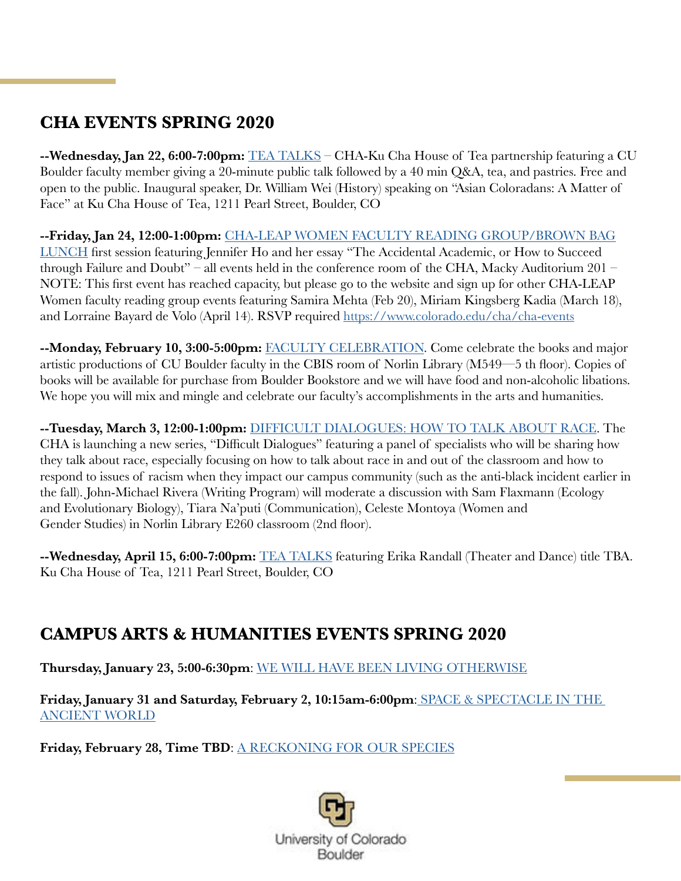## CHA EVENTS SPRING 2020

**--Wednesday, Jan 22, 6:00-7:00pm:** TEA TALKS – CHA-Ku Cha House of Tea partnership featuring a CU Boulder faculty member giving a 20-minute public talk followed by a 40 min Q&A, tea, and pastries. Free and open to the public. Inaugural speaker, Dr. William Wei (History) speaking on "Asian Coloradans: A Matter of Face" at Ku Cha House of Tea, 1211 Pearl Street, Boulder, CO

**--Friday, Jan 24, 12:00-1:00pm:** CHA-LEAP WOMEN FACULTY READING GROUP/BROWN BAG LUNCH first session featuring Jennifer Ho and her essay "The Accidental Academic, or How to Succeed through Failure and Doubt" – all events held in the conference room of the CHA, Macky Auditorium 201 – NOTE: This first event has reached capacity, but please go to the website and sign up for other CHA-LEAP Women faculty reading group events featuring Samira Mehta (Feb 20), Miriam Kingsberg Kadia (March 18), and Lorraine Bayard de Volo (April 14). RSVP required https://www.colorado.edu/cha/cha-events

**--Monday, February 10, 3:00-5:00pm:** FACULTY CELEBRATION. Come celebrate the books and major artistic productions of CU Boulder faculty in the CBIS room of Norlin Library (M549—5 th floor). Copies of books will be available for purchase from Boulder Bookstore and we will have food and non-alcoholic libations. We hope you will mix and mingle and celebrate our faculty's accomplishments in the arts and humanities.

**--Tuesday, March 3, 12:00-1:00pm:** DIFFICULT DIALOGUES: HOW TO TALK ABOUT RACE. The CHA is launching a new series, "Difficult Dialogues" featuring a panel of specialists who will be sharing how they talk about race, especially focusing on how to talk about race in and out of the classroom and how to respond to issues of racism when they impact our campus community (such as the anti-black incident earlier in the fall). John-Michael Rivera (Writing Program) will moderate a discussion with Sam Flaxmann (Ecology and Evolutionary Biology), Tiara Na'puti (Communication), Celeste Montoya (Women and Gender Studies) in Norlin Library E260 classroom (2nd floor).

**--Wednesday, April 15, 6:00-7:00pm:** TEA TALKS featuring Erika Randall (Theater and Dance) title TBA. Ku Cha House of Tea, 1211 Pearl Street, Boulder, CO

## CAMPUS ARTS & HUMANITIES EVENTS SPRING 2020

**Thursday, January 23, 5:00-6:30pm**: WE WILL HAVE BEEN LIVING OTHERWISE

**Friday, January 31 and Saturday, February 2, 10:15am-6:00pm**: SPACE & SPECTACLE IN THE ANCIENT WORLD

**Friday, February 28, Time TBD**: A RECKONING FOR OUR SPECIES

University of Colorado Boulder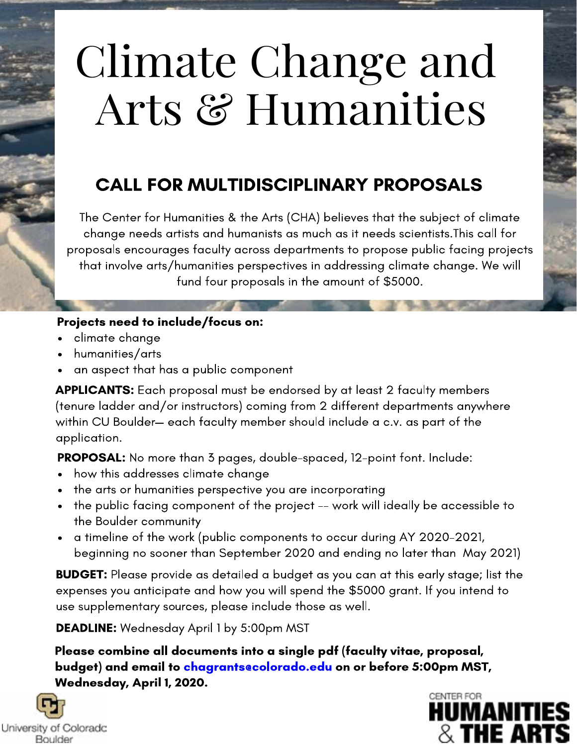# Climate Change and Arts & Humanities

## CALL FOR MULTIDISCIPLINARY PROPOSALS

The Center for Humanities & the Arts (CHA) believes that the subject of climate change needs artists and humanists as much as it needs scientists.This call for proposals encourages faculty across departments to propose public facing projects that involve arts/humanities perspectives in addressing climate change. We will fund four proposals in the amount of $5000.

**Projects need to include/focus on:**

- climate change
- humanities/arts
- an aspect that has a public component

**APPLICANTS:** Each proposal must be endorsed by at least 2 faculty members (tenure ladder and/or instructors) coming from 2 different departments anywhere within CU Boulder— each faculty member should include a c.v. as part of the application.

**PROPOSAL:** No more than 3 pages, double-spaced, 12-point font. Include:

- how this addresses climate change
- the arts or humanities perspective you are incorporating
- the public facing component of the project -- work will ideally be accessible to the Boulder community
- a timeline of the work (public components to occur during AY 2020-2021, beginning no sooner than September 2020 and ending no later than May 2021)

**BUDGET:** Please provide as detailed a budget as you can at this early stage; list the expenses you anticipate and how you will spend the $5000 grant. If you intend to use supplementary sources, please include those as well.

**DEADLINE:** Wednesday April 1 by 5:00pm MST

**Please combine all documents into a single pdf (faculty vitae, proposal, budget) and email to chagrants@colorado.edu on or before 5:00pm MST, Wednesday, April 1, 2020.**

University of Colorado Boulder

CENTER FOR HUMANITIES & THE ARTS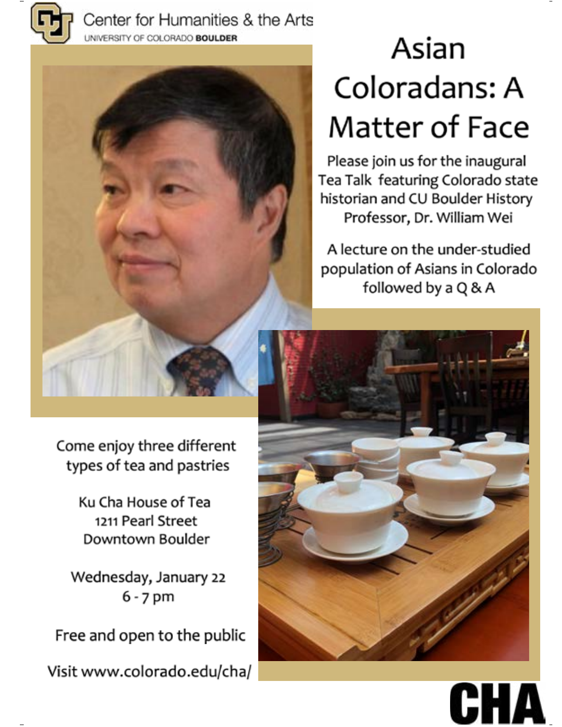Center for Humanities & the Arts
UNIVERSITY OF COLORADO **BOULDER**

# Asian Coloradans: A Matter of Face

Please join us for the inaugural Tea Talk featuring Colorado state historian and CU Boulder History Professor, Dr. William Wei

A lecture on the under-studied population of Asians in Colorado followed by a Q & A

Come enjoy three different types of tea and pastries

Ku Cha House of Tea
1211 Pearl Street
Downtown Boulder

Wednesday, January 22
6 - 7 pm

Free and open to the public

Visit www.colorado.edu/cha/

**CHA**